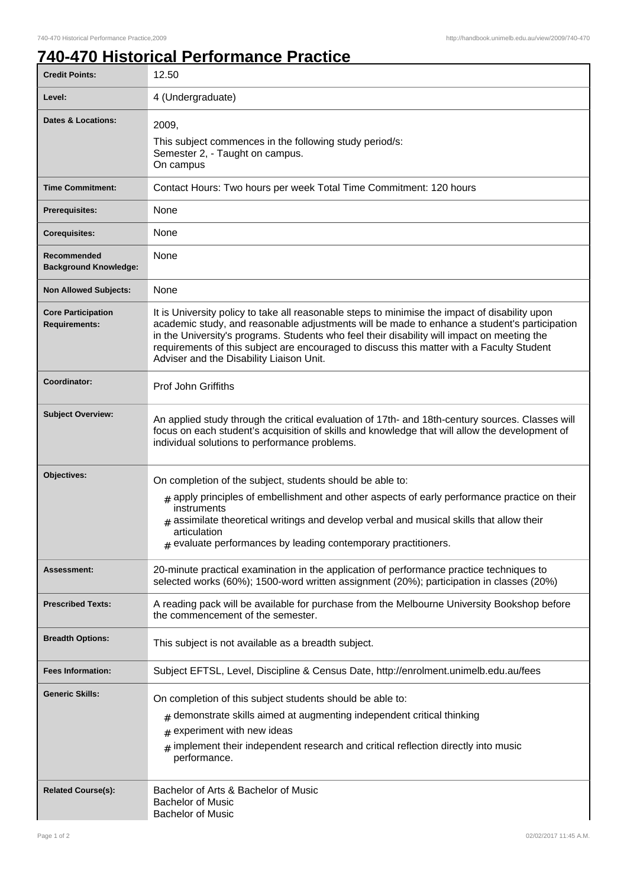# 740-470 Historical Performance Practice

| | |
|---|---|
| **Credit Points:** | 12.50 |
| **Level:** | 4 (Undergraduate) |
| **Dates & Locations:** | 2009,<br>This subject commences in the following study period/s:<br>Semester 2, - Taught on campus.<br>On campus |
| **Time Commitment:** | Contact Hours: Two hours per week Total Time Commitment: 120 hours |
| **Prerequisites:** | None |
| **Corequisites:** | None |
| **Recommended Background Knowledge:** | None |
| **Non Allowed Subjects:** | None |
| **Core Participation Requirements:** | It is University policy to take all reasonable steps to minimise the impact of disability upon academic study, and reasonable adjustments will be made to enhance a student's participation in the University's programs. Students who feel their disability will impact on meeting the requirements of this subject are encouraged to discuss this matter with a Faculty Student Adviser and the Disability Liaison Unit. |
| **Coordinator:** | Prof John Griffiths |
| **Subject Overview:** | An applied study through the critical evaluation of 17th- and 18th-century sources. Classes will focus on each student's acquisition of skills and knowledge that will allow the development of individual solutions to performance problems. |
| **Objectives:** | On completion of the subject, students should be able to:<br># apply principles of embellishment and other aspects of early performance practice on their instruments<br># assimilate theoretical writings and develop verbal and musical skills that allow their articulation<br># evaluate performances by leading contemporary practitioners. |
| **Assessment:** | 20-minute practical examination in the application of performance practice techniques to selected works (60%); 1500-word written assignment (20%); participation in classes (20%) |
| **Prescribed Texts:** | A reading pack will be available for purchase from the Melbourne University Bookshop before the commencement of the semester. |
| **Breadth Options:** | This subject is not available as a breadth subject. |
| **Fees Information:** | Subject EFTSL, Level, Discipline & Census Date, http://enrolment.unimelb.edu.au/fees |
| **Generic Skills:** | On completion of this subject students should be able to:<br># demonstrate skills aimed at augmenting independent critical thinking<br># experiment with new ideas<br># implement their independent research and critical reflection directly into music performance. |
| **Related Course(s):** | Bachelor of Arts & Bachelor of Music<br>Bachelor of Music<br>Bachelor of Music |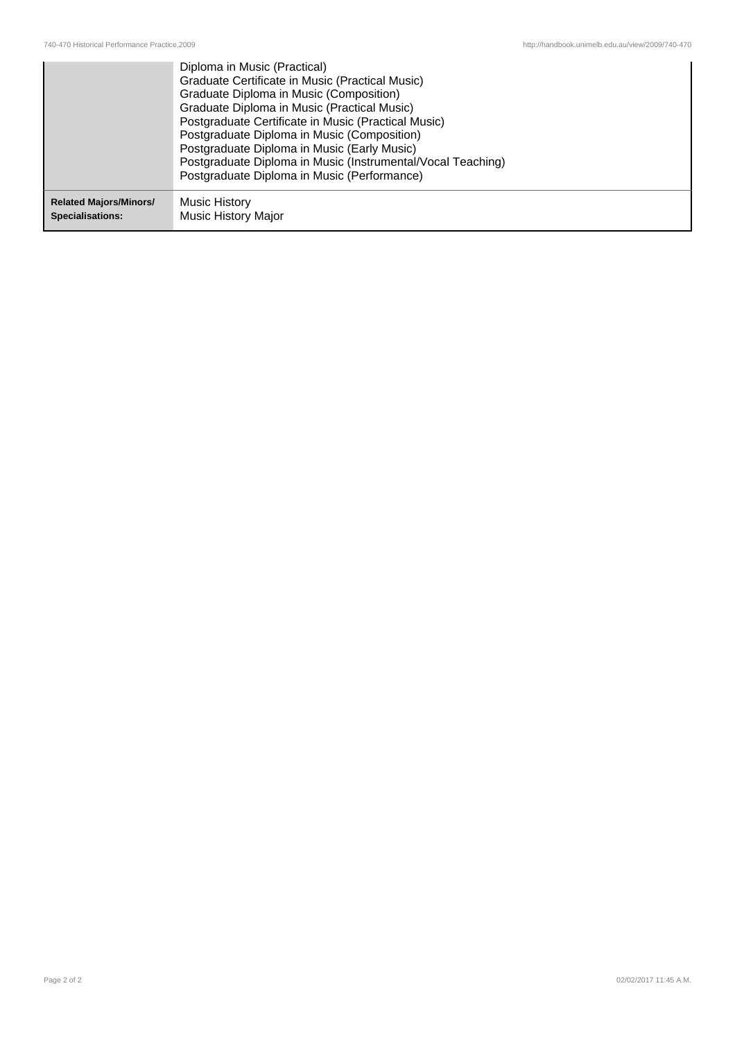| | |
|---|---|
| | Diploma in Music (Practical)<br>Graduate Certificate in Music (Practical Music)<br>Graduate Diploma in Music (Composition)<br>Graduate Diploma in Music (Practical Music)<br>Postgraduate Certificate in Music (Practical Music)<br>Postgraduate Diploma in Music (Composition)<br>Postgraduate Diploma in Music (Early Music)<br>Postgraduate Diploma in Music (Instrumental/Vocal Teaching)<br>Postgraduate Diploma in Music (Performance) |
| **Related Majors/Minors/ Specialisations:** | Music History<br>Music History Major |